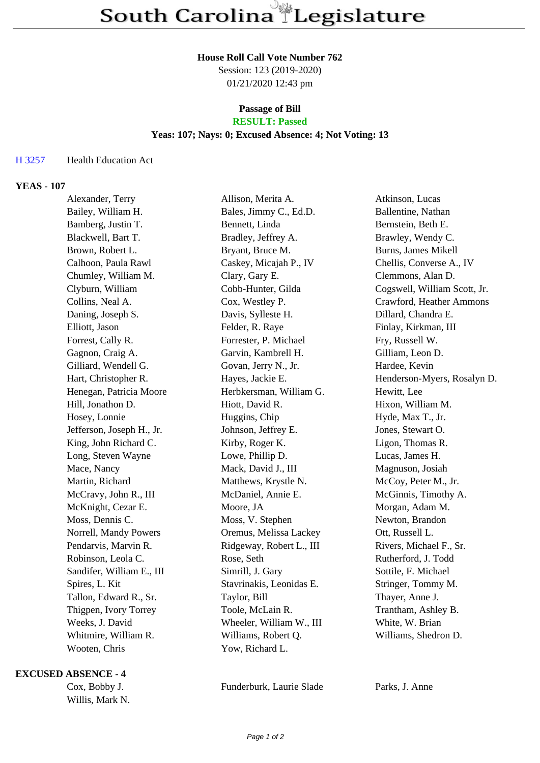# South Carolina Legislature

**House Roll Call Vote Number 762**
Session: 123 (2019-2020)
01/21/2020 12:43 pm

**Passage of Bill**
**RESULT: Passed**
**Yeas: 107; Nays: 0; Excused Absence: 4; Not Voting: 13**

H 3257 Health Education Act

**YEAS - 107**

| | | |
|---|---|---|
| Alexander, Terry | Allison, Merita A. | Atkinson, Lucas |
| Bailey, William H. | Bales, Jimmy C., Ed.D. | Ballentine, Nathan |
| Bamberg, Justin T. | Bennett, Linda | Bernstein, Beth E. |
| Blackwell, Bart T. | Bradley, Jeffrey A. | Brawley, Wendy C. |
| Brown, Robert L. | Bryant, Bruce M. | Burns, James Mikell |
| Calhoon, Paula Rawl | Caskey, Micajah P., IV | Chellis, Converse A., IV |
| Chumley, William M. | Clary, Gary E. | Clemmons, Alan D. |
| Clyburn, William | Cobb-Hunter, Gilda | Cogswell, William Scott, Jr. |
| Collins, Neal A. | Cox, Westley P. | Crawford, Heather Ammons |
| Daning, Joseph S. | Davis, Sylleste H. | Dillard, Chandra E. |
| Elliott, Jason | Felder, R. Raye | Finlay, Kirkman, III |
| Forrest, Cally R. | Forrester, P. Michael | Fry, Russell W. |
| Gagnon, Craig A. | Garvin, Kambrell H. | Gilliam, Leon D. |
| Gilliard, Wendell G. | Govan, Jerry N., Jr. | Hardee, Kevin |
| Hart, Christopher R. | Hayes, Jackie E. | Henderson-Myers, Rosalyn D. |
| Henegan, Patricia Moore | Herbkersman, William G. | Hewitt, Lee |
| Hill, Jonathon D. | Hiott, David R. | Hixon, William M. |
| Hosey, Lonnie | Huggins, Chip | Hyde, Max T., Jr. |
| Jefferson, Joseph H., Jr. | Johnson, Jeffrey E. | Jones, Stewart O. |
| King, John Richard C. | Kirby, Roger K. | Ligon, Thomas R. |
| Long, Steven Wayne | Lowe, Phillip D. | Lucas, James H. |
| Mace, Nancy | Mack, David J., III | Magnuson, Josiah |
| Martin, Richard | Matthews, Krystle N. | McCoy, Peter M., Jr. |
| McCravy, John R., III | McDaniel, Annie E. | McGinnis, Timothy A. |
| McKnight, Cezar E. | Moore, JA | Morgan, Adam M. |
| Moss, Dennis C. | Moss, V. Stephen | Newton, Brandon |
| Norrell, Mandy Powers | Oremus, Melissa Lackey | Ott, Russell L. |
| Pendarvis, Marvin R. | Ridgeway, Robert L., III | Rivers, Michael F., Sr. |
| Robinson, Leola C. | Rose, Seth | Rutherford, J. Todd |
| Sandifer, William E., III | Simrill, J. Gary | Sottile, F. Michael |
| Spires, L. Kit | Stavrinakis, Leonidas E. | Stringer, Tommy M. |
| Tallon, Edward R., Sr. | Taylor, Bill | Thayer, Anne J. |
| Thigpen, Ivory Torrey | Toole, McLain R. | Trantham, Ashley B. |
| Weeks, J. David | Wheeler, William W., III | White, W. Brian |
| Whitmire, William R. | Williams, Robert Q. | Williams, Shedron D. |
| Wooten, Chris | Yow, Richard L. | |

**EXCUSED ABSENCE - 4**

| | | |
|---|---|---|
| Cox, Bobby J. | Funderburk, Laurie Slade | Parks, J. Anne |
| Willis, Mark N. | | |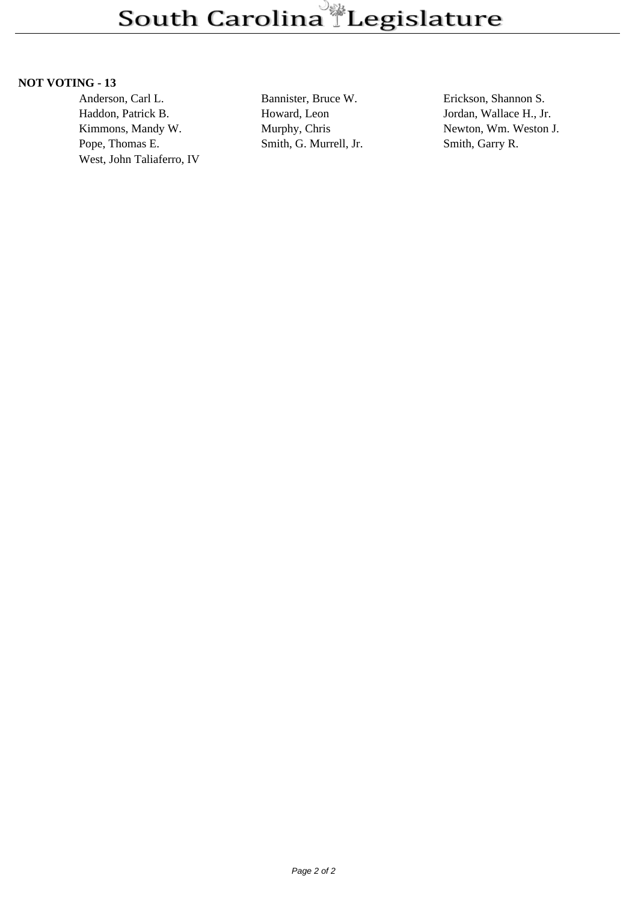**NOT VOTING - 13**

| | | |
|---|---|---|
| Anderson, Carl L. | Bannister, Bruce W. | Erickson, Shannon S. |
| Haddon, Patrick B. | Howard, Leon | Jordan, Wallace H., Jr. |
| Kimmons, Mandy W. | Murphy, Chris | Newton, Wm. Weston J. |
| Pope, Thomas E. | Smith, G. Murrell, Jr. | Smith, Garry R. |
| West, John Taliaferro, IV | | |